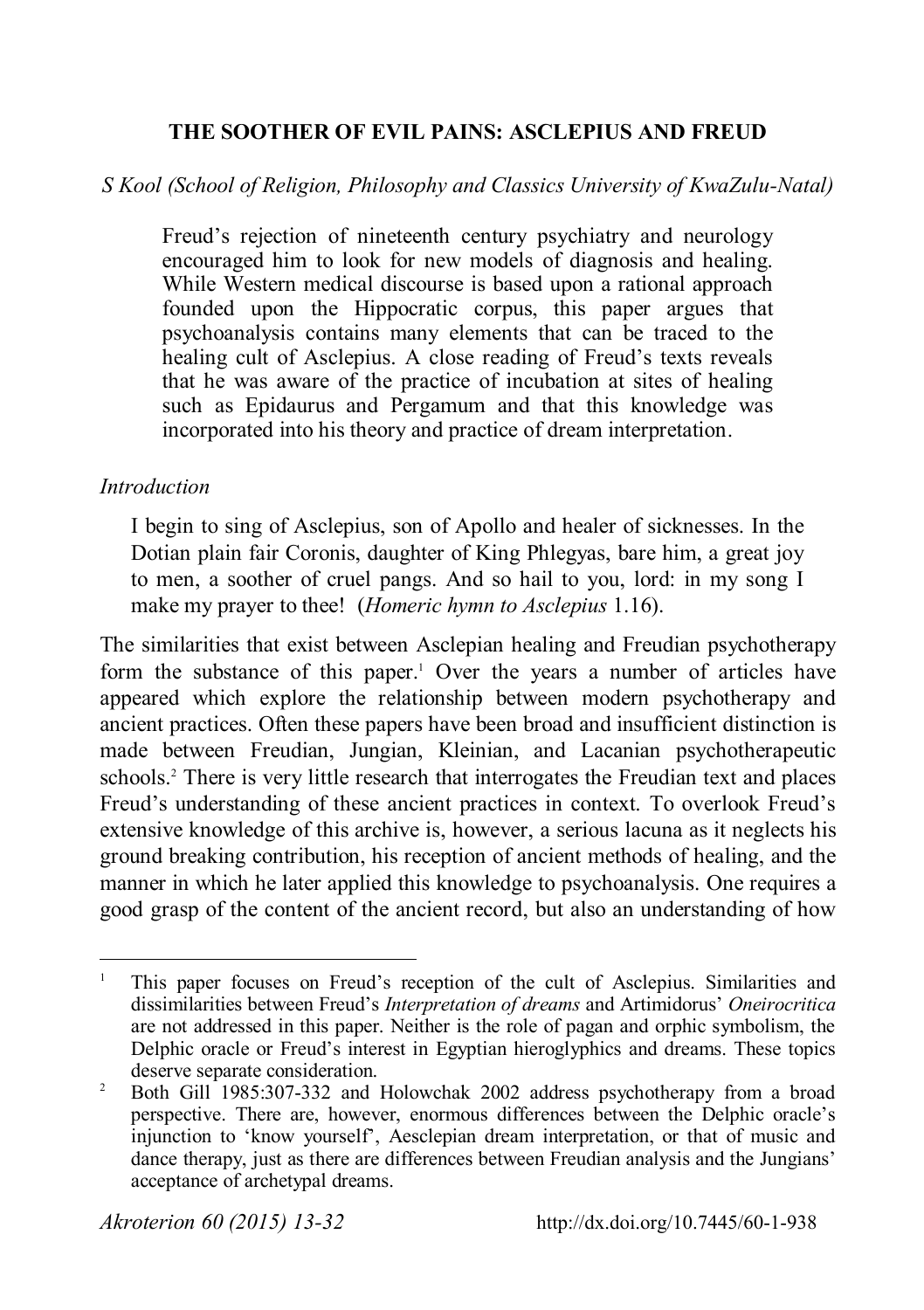# THE SOOTHER OF EVIL PAINS: ASCLEPIUS AND FREUD

*S Kool (School of Religion, Philosophy and Classics University of KwaZulu-Natal)*

> Freud's rejection of nineteenth century psychiatry and neurology encouraged him to look for new models of diagnosis and healing. While Western medical discourse is based upon a rational approach founded upon the Hippocratic corpus, this paper argues that psychoanalysis contains many elements that can be traced to the healing cult of Asclepius. A close reading of Freud's texts reveals that he was aware of the practice of incubation at sites of healing such as Epidaurus and Pergamum and that this knowledge was incorporated into his theory and practice of dream interpretation.

## *Introduction*

> I begin to sing of Asclepius, son of Apollo and healer of sicknesses. In the Dotian plain fair Coronis, daughter of King Phlegyas, bare him, a great joy to men, a soother of cruel pangs. And so hail to you, lord: in my song I make my prayer to thee! (*Homeric hymn to Asclepius* 1.16).

The similarities that exist between Asclepian healing and Freudian psychotherapy form the substance of this paper.[1] Over the years a number of articles have appeared which explore the relationship between modern psychotherapy and ancient practices. Often these papers have been broad and insufficient distinction is made between Freudian, Jungian, Kleinian, and Lacanian psychotherapeutic schools.[2] There is very little research that interrogates the Freudian text and places Freud's understanding of these ancient practices in context. To overlook Freud's extensive knowledge of this archive is, however, a serious lacuna as it neglects his ground breaking contribution, his reception of ancient methods of healing, and the manner in which he later applied this knowledge to psychoanalysis. One requires a good grasp of the content of the ancient record, but also an understanding of how

---

[1] This paper focuses on Freud's reception of the cult of Asclepius. Similarities and dissimilarities between Freud's *Interpretation of dreams* and Artimidorus' *Oneirocritica* are not addressed in this paper. Neither is the role of pagan and orphic symbolism, the Delphic oracle or Freud's interest in Egyptian hieroglyphics and dreams. These topics deserve separate consideration.

[2] Both Gill 1985:307-332 and Holowchak 2002 address psychotherapy from a broad perspective. There are, however, enormous differences between the Delphic oracle's injunction to 'know yourself', Aesclepian dream interpretation, or that of music and dance therapy, just as there are differences between Freudian analysis and the Jungians' acceptance of archetypal dreams.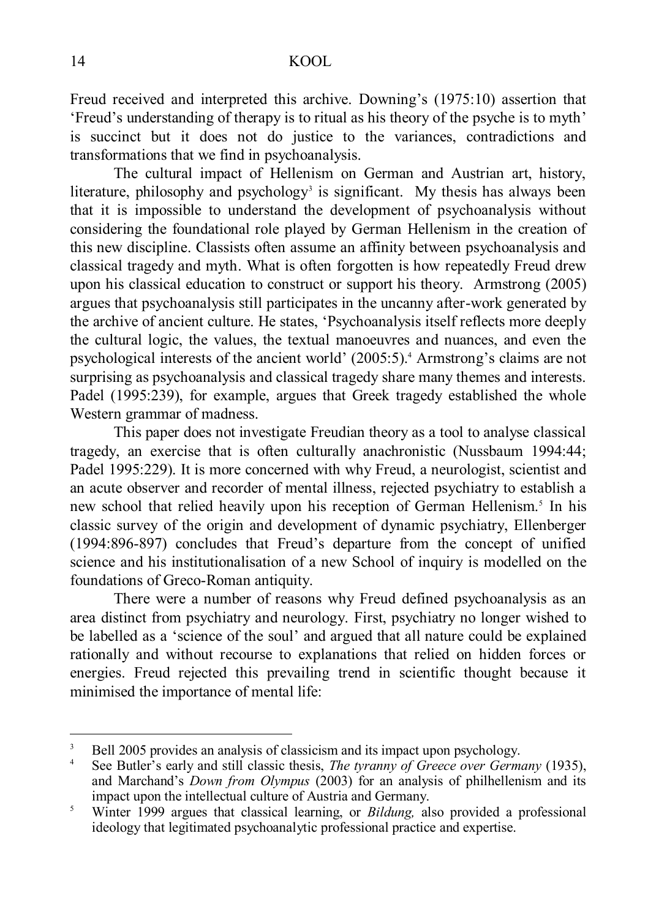Freud received and interpreted this archive. Downing's (1975:10) assertion that 'Freud's understanding of therapy is to ritual as his theory of the psyche is to myth' is succinct but it does not do justice to the variances, contradictions and transformations that we find in psychoanalysis.

The cultural impact of Hellenism on German and Austrian art, history, literature, philosophy and psychology[3] is significant. My thesis has always been that it is impossible to understand the development of psychoanalysis without considering the foundational role played by German Hellenism in the creation of this new discipline. Classists often assume an affinity between psychoanalysis and classical tragedy and myth. What is often forgotten is how repeatedly Freud drew upon his classical education to construct or support his theory. Armstrong (2005) argues that psychoanalysis still participates in the uncanny after-work generated by the archive of ancient culture. He states, 'Psychoanalysis itself reflects more deeply the cultural logic, the values, the textual manoeuvres and nuances, and even the psychological interests of the ancient world' (2005:5).[4] Armstrong's claims are not surprising as psychoanalysis and classical tragedy share many themes and interests. Padel (1995:239), for example, argues that Greek tragedy established the whole Western grammar of madness.

This paper does not investigate Freudian theory as a tool to analyse classical tragedy, an exercise that is often culturally anachronistic (Nussbaum 1994:44; Padel 1995:229). It is more concerned with why Freud, a neurologist, scientist and an acute observer and recorder of mental illness, rejected psychiatry to establish a new school that relied heavily upon his reception of German Hellenism.[5] In his classic survey of the origin and development of dynamic psychiatry, Ellenberger (1994:896-897) concludes that Freud's departure from the concept of unified science and his institutionalisation of a new School of inquiry is modelled on the foundations of Greco-Roman antiquity.

There were a number of reasons why Freud defined psychoanalysis as an area distinct from psychiatry and neurology. First, psychiatry no longer wished to be labelled as a 'science of the soul' and argued that all nature could be explained rationally and without recourse to explanations that relied on hidden forces or energies. Freud rejected this prevailing trend in scientific thought because it minimised the importance of mental life:

---

[3] Bell 2005 provides an analysis of classicism and its impact upon psychology.

[4] See Butler's early and still classic thesis, *The tyranny of Greece over Germany* (1935), and Marchand's *Down from Olympus* (2003) for an analysis of philhellenism and its impact upon the intellectual culture of Austria and Germany.

[5] Winter 1999 argues that classical learning, or *Bildung,* also provided a professional ideology that legitimated psychoanalytic professional practice and expertise.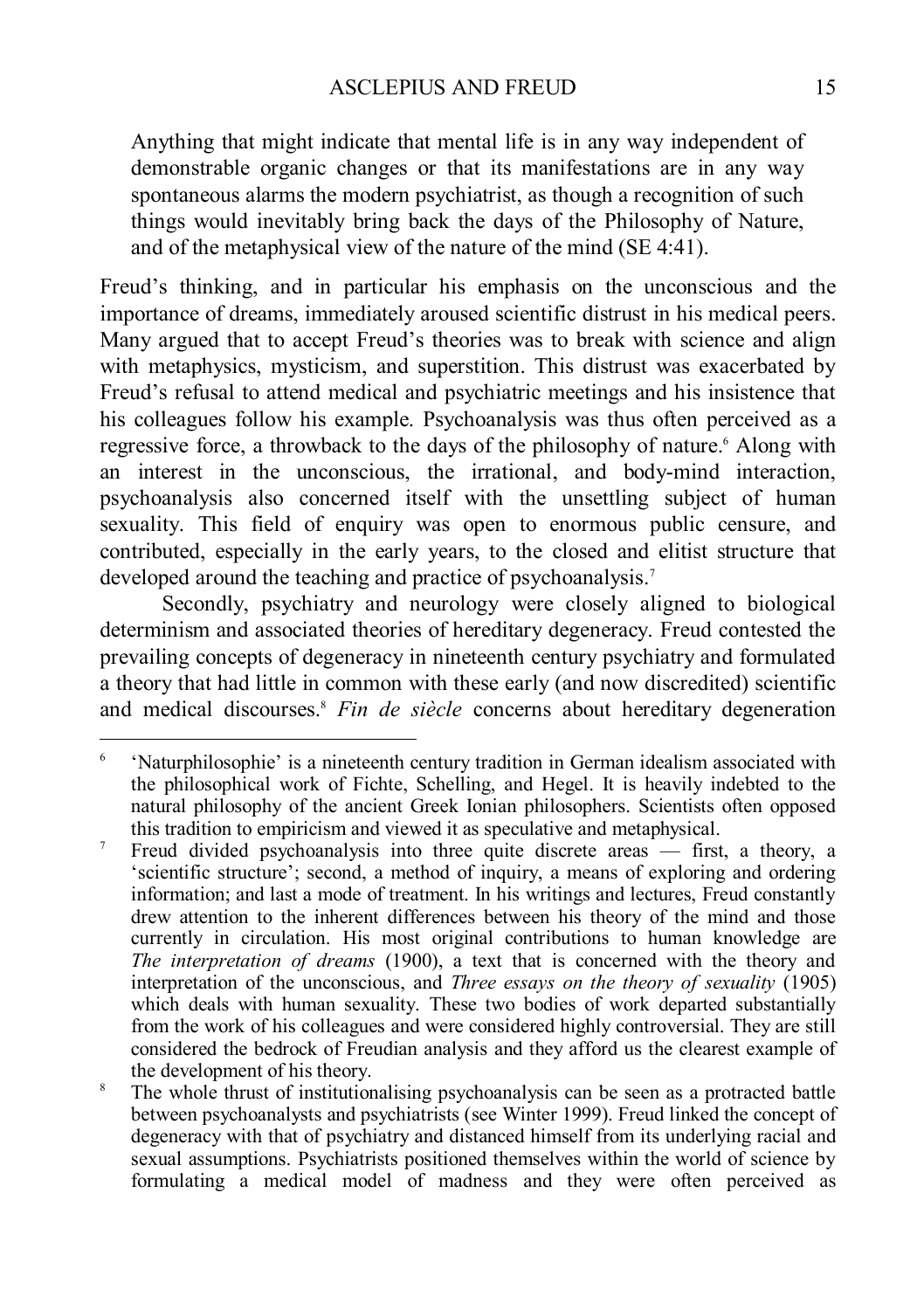> Anything that might indicate that mental life is in any way independent of demonstrable organic changes or that its manifestations are in any way spontaneous alarms the modern psychiatrist, as though a recognition of such things would inevitably bring back the days of the Philosophy of Nature, and of the metaphysical view of the nature of the mind (SE 4:41).

Freud's thinking, and in particular his emphasis on the unconscious and the importance of dreams, immediately aroused scientific distrust in his medical peers. Many argued that to accept Freud's theories was to break with science and align with metaphysics, mysticism, and superstition. This distrust was exacerbated by Freud's refusal to attend medical and psychiatric meetings and his insistence that his colleagues follow his example. Psychoanalysis was thus often perceived as a regressive force, a throwback to the days of the philosophy of nature.[6] Along with an interest in the unconscious, the irrational, and body-mind interaction, psychoanalysis also concerned itself with the unsettling subject of human sexuality. This field of enquiry was open to enormous public censure, and contributed, especially in the early years, to the closed and elitist structure that developed around the teaching and practice of psychoanalysis.[7]

Secondly, psychiatry and neurology were closely aligned to biological determinism and associated theories of hereditary degeneracy. Freud contested the prevailing concepts of degeneracy in nineteenth century psychiatry and formulated a theory that had little in common with these early (and now discredited) scientific and medical discourses.[8] *Fin de siècle* concerns about hereditary degeneration

---

[6] 'Naturphilosophie' is a nineteenth century tradition in German idealism associated with the philosophical work of Fichte, Schelling, and Hegel. It is heavily indebted to the natural philosophy of the ancient Greek Ionian philosophers. Scientists often opposed this tradition to empiricism and viewed it as speculative and metaphysical.

[7] Freud divided psychoanalysis into three quite discrete areas — first, a theory, a 'scientific structure'; second, a method of inquiry, a means of exploring and ordering information; and last a mode of treatment. In his writings and lectures, Freud constantly drew attention to the inherent differences between his theory of the mind and those currently in circulation. His most original contributions to human knowledge are *The interpretation of dreams* (1900), a text that is concerned with the theory and interpretation of the unconscious, and *Three essays on the theory of sexuality* (1905) which deals with human sexuality. These two bodies of work departed substantially from the work of his colleagues and were considered highly controversial. They are still considered the bedrock of Freudian analysis and they afford us the clearest example of the development of his theory.

[8] The whole thrust of institutionalising psychoanalysis can be seen as a protracted battle between psychoanalysts and psychiatrists (see Winter 1999). Freud linked the concept of degeneracy with that of psychiatry and distanced himself from its underlying racial and sexual assumptions. Psychiatrists positioned themselves within the world of science by formulating a medical model of madness and they were often perceived as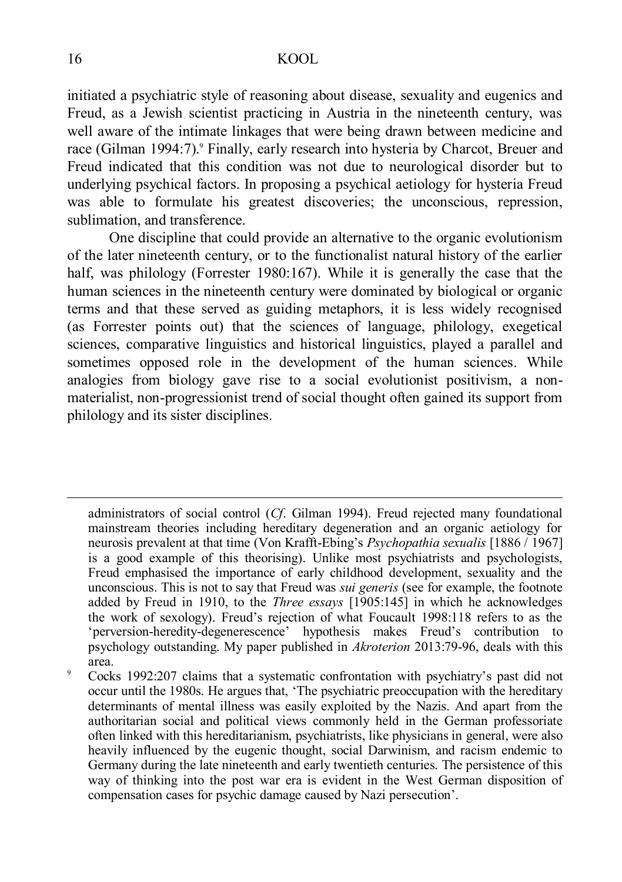initiated a psychiatric style of reasoning about disease, sexuality and eugenics and Freud, as a Jewish scientist practicing in Austria in the nineteenth century, was well aware of the intimate linkages that were being drawn between medicine and race (Gilman 1994:7).[9] Finally, early research into hysteria by Charcot, Breuer and Freud indicated that this condition was not due to neurological disorder but to underlying psychical factors. In proposing a psychical aetiology for hysteria Freud was able to formulate his greatest discoveries; the unconscious, repression, sublimation, and transference.

One discipline that could provide an alternative to the organic evolutionism of the later nineteenth century, or to the functionalist natural history of the earlier half, was philology (Forrester 1980:167). While it is generally the case that the human sciences in the nineteenth century were dominated by biological or organic terms and that these served as guiding metaphors, it is less widely recognised (as Forrester points out) that the sciences of language, philology, exegetical sciences, comparative linguistics and historical linguistics, played a parallel and sometimes opposed role in the development of the human sciences. While analogies from biology gave rise to a social evolutionist positivism, a non-materialist, non-progressionist trend of social thought often gained its support from philology and its sister disciplines.

---

administrators of social control (*Cf*. Gilman 1994). Freud rejected many foundational mainstream theories including hereditary degeneration and an organic aetiology for neurosis prevalent at that time (Von Krafft-Ebing's *Psychopathia sexualis* [1886 / 1967] is a good example of this theorising). Unlike most psychiatrists and psychologists, Freud emphasised the importance of early childhood development, sexuality and the unconscious. This is not to say that Freud was *sui generis* (see for example, the footnote added by Freud in 1910, to the *Three essays* [1905:145] in which he acknowledges the work of sexology). Freud's rejection of what Foucault 1998:118 refers to as the 'perversion-heredity-degenerescence' hypothesis makes Freud's contribution to psychology outstanding. My paper published in *Akroterion* 2013:79-96, deals with this area.

[9] Cocks 1992:207 claims that a systematic confrontation with psychiatry's past did not occur until the 1980s. He argues that, 'The psychiatric preoccupation with the hereditary determinants of mental illness was easily exploited by the Nazis. And apart from the authoritarian social and political views commonly held in the German professoriate often linked with this hereditarianism, psychiatrists, like physicians in general, were also heavily influenced by the eugenic thought, social Darwinism, and racism endemic to Germany during the late nineteenth and early twentieth centuries. The persistence of this way of thinking into the post war era is evident in the West German disposition of compensation cases for psychic damage caused by Nazi persecution'.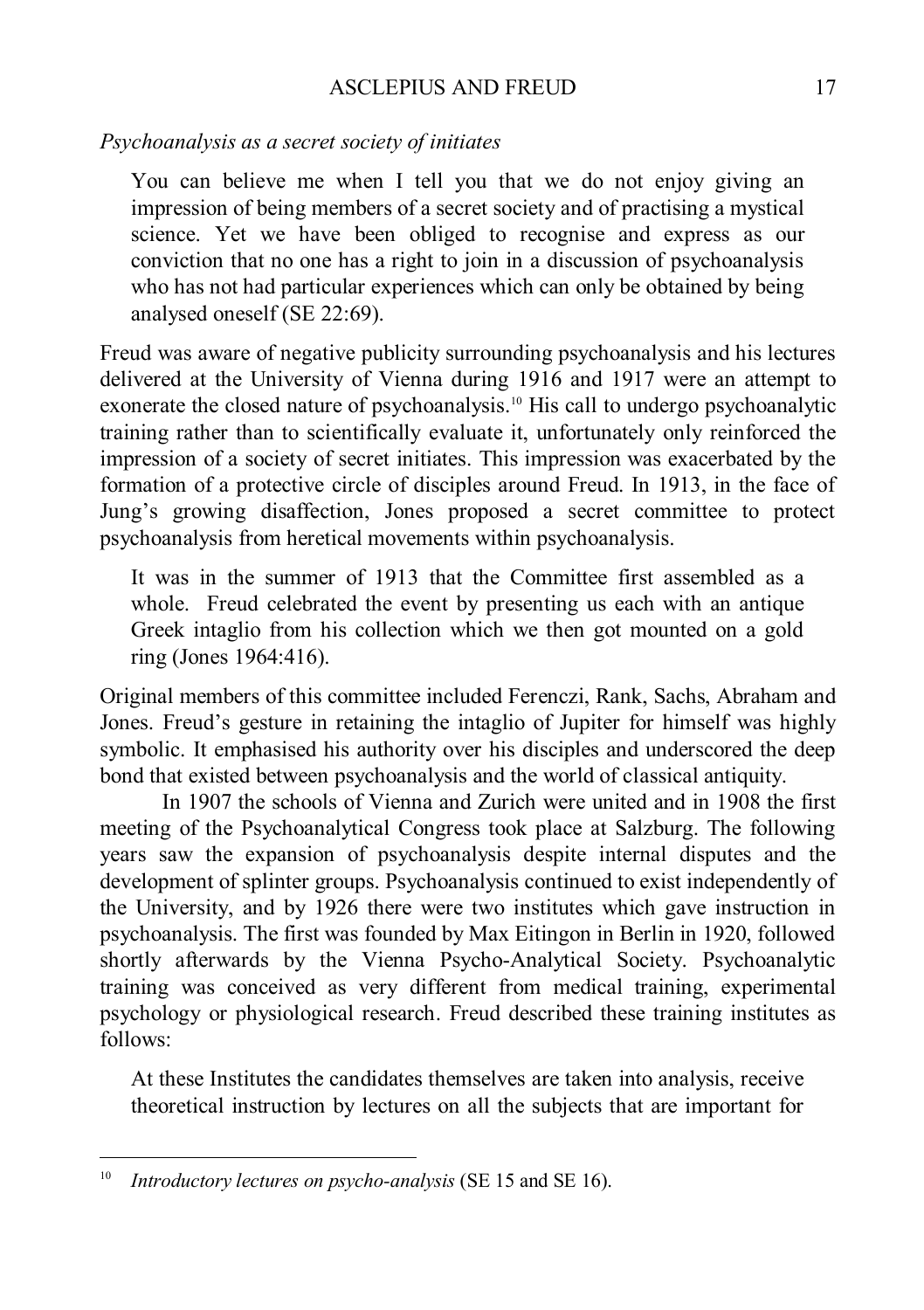*Psychoanalysis as a secret society of initiates*

> You can believe me when I tell you that we do not enjoy giving an impression of being members of a secret society and of practising a mystical science. Yet we have been obliged to recognise and express as our conviction that no one has a right to join in a discussion of psychoanalysis who has not had particular experiences which can only be obtained by being analysed oneself (SE 22:69).

Freud was aware of negative publicity surrounding psychoanalysis and his lectures delivered at the University of Vienna during 1916 and 1917 were an attempt to exonerate the closed nature of psychoanalysis.[10] His call to undergo psychoanalytic training rather than to scientifically evaluate it, unfortunately only reinforced the impression of a society of secret initiates. This impression was exacerbated by the formation of a protective circle of disciples around Freud. In 1913, in the face of Jung's growing disaffection, Jones proposed a secret committee to protect psychoanalysis from heretical movements within psychoanalysis.

> It was in the summer of 1913 that the Committee first assembled as a whole. Freud celebrated the event by presenting us each with an antique Greek intaglio from his collection which we then got mounted on a gold ring (Jones 1964:416).

Original members of this committee included Ferenczi, Rank, Sachs, Abraham and Jones. Freud's gesture in retaining the intaglio of Jupiter for himself was highly symbolic. It emphasised his authority over his disciples and underscored the deep bond that existed between psychoanalysis and the world of classical antiquity.

In 1907 the schools of Vienna and Zurich were united and in 1908 the first meeting of the Psychoanalytical Congress took place at Salzburg. The following years saw the expansion of psychoanalysis despite internal disputes and the development of splinter groups. Psychoanalysis continued to exist independently of the University, and by 1926 there were two institutes which gave instruction in psychoanalysis. The first was founded by Max Eitingon in Berlin in 1920, followed shortly afterwards by the Vienna Psycho-Analytical Society. Psychoanalytic training was conceived as very different from medical training, experimental psychology or physiological research. Freud described these training institutes as follows:

> At these Institutes the candidates themselves are taken into analysis, receive theoretical instruction by lectures on all the subjects that are important for

[10] *Introductory lectures on psycho-analysis* (SE 15 and SE 16).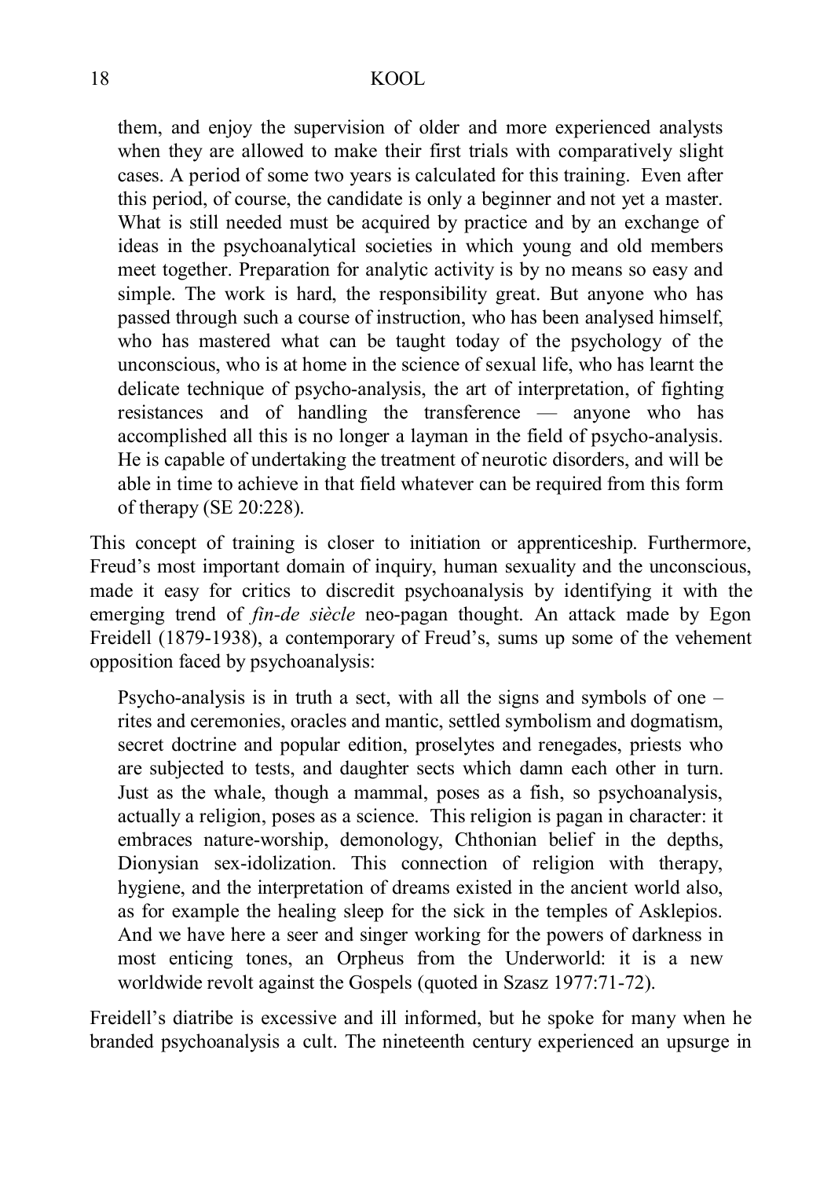> them, and enjoy the supervision of older and more experienced analysts when they are allowed to make their first trials with comparatively slight cases. A period of some two years is calculated for this training. Even after this period, of course, the candidate is only a beginner and not yet a master. What is still needed must be acquired by practice and by an exchange of ideas in the psychoanalytical societies in which young and old members meet together. Preparation for analytic activity is by no means so easy and simple. The work is hard, the responsibility great. But anyone who has passed through such a course of instruction, who has been analysed himself, who has mastered what can be taught today of the psychology of the unconscious, who is at home in the science of sexual life, who has learnt the delicate technique of psycho-analysis, the art of interpretation, of fighting resistances and of handling the transference — anyone who has accomplished all this is no longer a layman in the field of psycho-analysis. He is capable of undertaking the treatment of neurotic disorders, and will be able in time to achieve in that field whatever can be required from this form of therapy (SE 20:228).

This concept of training is closer to initiation or apprenticeship. Furthermore, Freud's most important domain of inquiry, human sexuality and the unconscious, made it easy for critics to discredit psychoanalysis by identifying it with the emerging trend of *fin-de siècle* neo-pagan thought. An attack made by Egon Freidell (1879-1938), a contemporary of Freud's, sums up some of the vehement opposition faced by psychoanalysis:

> Psycho-analysis is in truth a sect, with all the signs and symbols of one – rites and ceremonies, oracles and mantic, settled symbolism and dogmatism, secret doctrine and popular edition, proselytes and renegades, priests who are subjected to tests, and daughter sects which damn each other in turn. Just as the whale, though a mammal, poses as a fish, so psychoanalysis, actually a religion, poses as a science. This religion is pagan in character: it embraces nature-worship, demonology, Chthonian belief in the depths, Dionysian sex-idolization. This connection of religion with therapy, hygiene, and the interpretation of dreams existed in the ancient world also, as for example the healing sleep for the sick in the temples of Asklepios. And we have here a seer and singer working for the powers of darkness in most enticing tones, an Orpheus from the Underworld: it is a new worldwide revolt against the Gospels (quoted in Szasz 1977:71-72).

Freidell's diatribe is excessive and ill informed, but he spoke for many when he branded psychoanalysis a cult. The nineteenth century experienced an upsurge in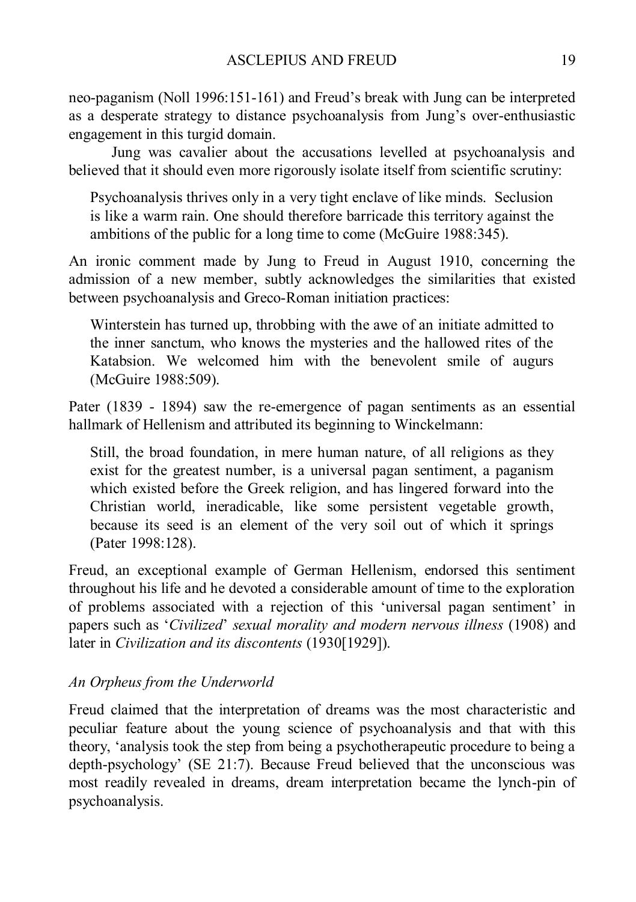neo-paganism (Noll 1996:151-161) and Freud's break with Jung can be interpreted as a desperate strategy to distance psychoanalysis from Jung's over-enthusiastic engagement in this turgid domain.

Jung was cavalier about the accusations levelled at psychoanalysis and believed that it should even more rigorously isolate itself from scientific scrutiny:

> Psychoanalysis thrives only in a very tight enclave of like minds. Seclusion is like a warm rain. One should therefore barricade this territory against the ambitions of the public for a long time to come (McGuire 1988:345).

An ironic comment made by Jung to Freud in August 1910, concerning the admission of a new member, subtly acknowledges the similarities that existed between psychoanalysis and Greco-Roman initiation practices:

> Winterstein has turned up, throbbing with the awe of an initiate admitted to the inner sanctum, who knows the mysteries and the hallowed rites of the Katabsion. We welcomed him with the benevolent smile of augurs (McGuire 1988:509).

Pater (1839 - 1894) saw the re-emergence of pagan sentiments as an essential hallmark of Hellenism and attributed its beginning to Winckelmann:

> Still, the broad foundation, in mere human nature, of all religions as they exist for the greatest number, is a universal pagan sentiment, a paganism which existed before the Greek religion, and has lingered forward into the Christian world, ineradicable, like some persistent vegetable growth, because its seed is an element of the very soil out of which it springs (Pater 1998:128).

Freud, an exceptional example of German Hellenism, endorsed this sentiment throughout his life and he devoted a considerable amount of time to the exploration of problems associated with a rejection of this 'universal pagan sentiment' in papers such as '*Civilized*' *sexual morality and modern nervous illness* (1908) and later in *Civilization and its discontents* (1930[1929]).

### *An Orpheus from the Underworld*

Freud claimed that the interpretation of dreams was the most characteristic and peculiar feature about the young science of psychoanalysis and that with this theory, 'analysis took the step from being a psychotherapeutic procedure to being a depth-psychology' (SE 21:7). Because Freud believed that the unconscious was most readily revealed in dreams, dream interpretation became the lynch-pin of psychoanalysis.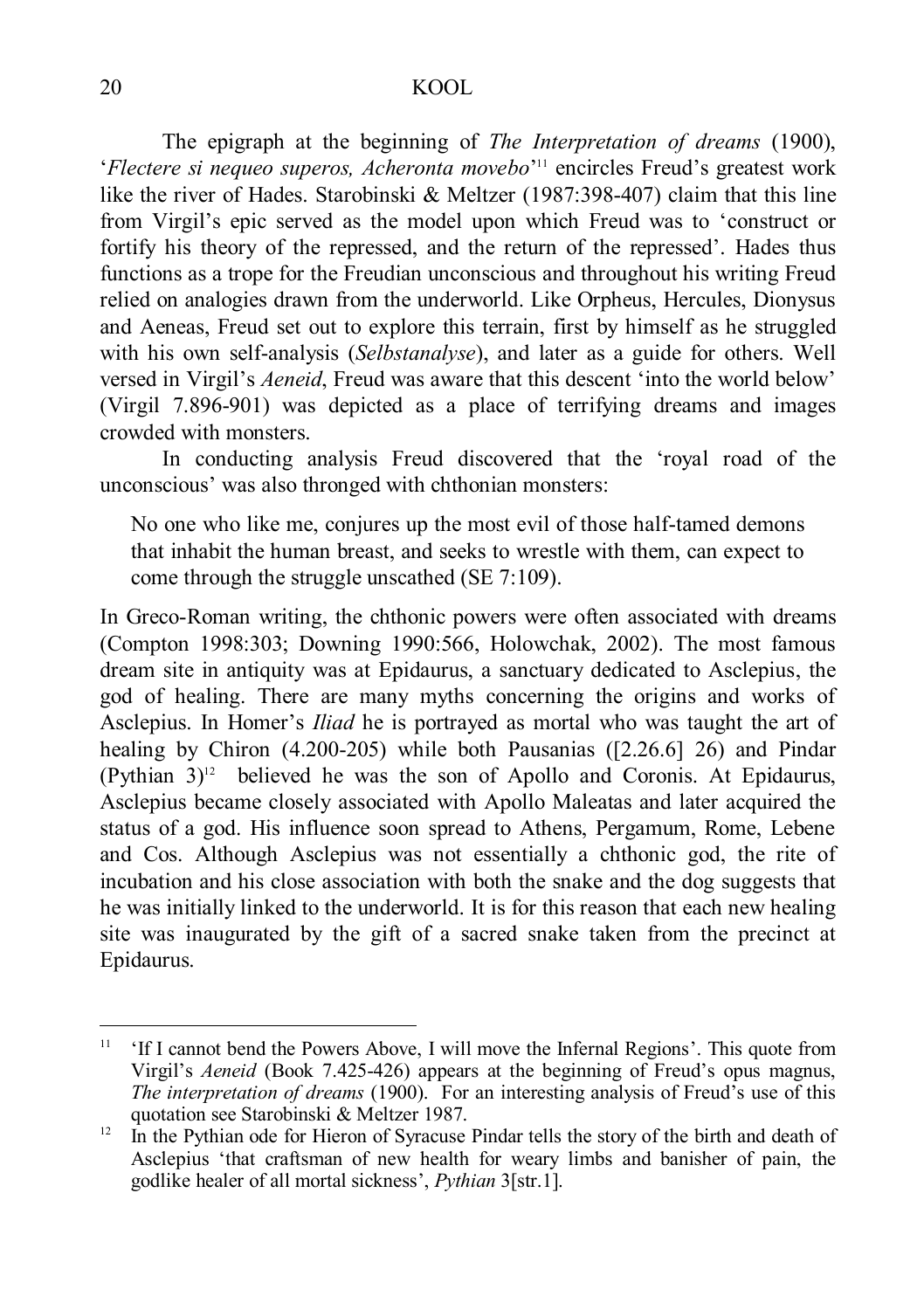The epigraph at the beginning of *The Interpretation of dreams* (1900), '*Flectere si nequeo superos, Acheronta movebo*'[11] encircles Freud's greatest work like the river of Hades. Starobinski & Meltzer (1987:398-407) claim that this line from Virgil's epic served as the model upon which Freud was to 'construct or fortify his theory of the repressed, and the return of the repressed'. Hades thus functions as a trope for the Freudian unconscious and throughout his writing Freud relied on analogies drawn from the underworld. Like Orpheus, Hercules, Dionysus and Aeneas, Freud set out to explore this terrain, first by himself as he struggled with his own self-analysis (*Selbstanalyse*), and later as a guide for others. Well versed in Virgil's *Aeneid*, Freud was aware that this descent 'into the world below' (Virgil 7.896-901) was depicted as a place of terrifying dreams and images crowded with monsters.

In conducting analysis Freud discovered that the 'royal road of the unconscious' was also thronged with chthonian monsters:

> No one who like me, conjures up the most evil of those half-tamed demons that inhabit the human breast, and seeks to wrestle with them, can expect to come through the struggle unscathed (SE 7:109).

In Greco-Roman writing, the chthonic powers were often associated with dreams (Compton 1998:303; Downing 1990:566, Holowchak, 2002). The most famous dream site in antiquity was at Epidaurus, a sanctuary dedicated to Asclepius, the god of healing. There are many myths concerning the origins and works of Asclepius. In Homer's *Iliad* he is portrayed as mortal who was taught the art of healing by Chiron (4.200-205) while both Pausanias ([2.26.6] 26) and Pindar (Pythian 3)[12] believed he was the son of Apollo and Coronis. At Epidaurus, Asclepius became closely associated with Apollo Maleatas and later acquired the status of a god. His influence soon spread to Athens, Pergamum, Rome, Lebene and Cos. Although Asclepius was not essentially a chthonic god, the rite of incubation and his close association with both the snake and the dog suggests that he was initially linked to the underworld. It is for this reason that each new healing site was inaugurated by the gift of a sacred snake taken from the precinct at Epidaurus.

---

[11] 'If I cannot bend the Powers Above, I will move the Infernal Regions'. This quote from Virgil's *Aeneid* (Book 7.425-426) appears at the beginning of Freud's opus magnus, *The interpretation of dreams* (1900). For an interesting analysis of Freud's use of this quotation see Starobinski & Meltzer 1987.

[12] In the Pythian ode for Hieron of Syracuse Pindar tells the story of the birth and death of Asclepius 'that craftsman of new health for weary limbs and banisher of pain, the godlike healer of all mortal sickness', *Pythian* 3[str.1].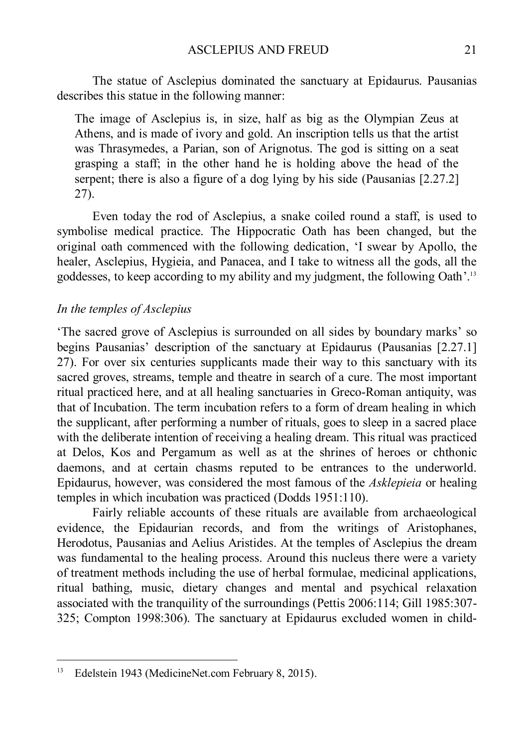The statue of Asclepius dominated the sanctuary at Epidaurus. Pausanias describes this statue in the following manner:

> The image of Asclepius is, in size, half as big as the Olympian Zeus at Athens, and is made of ivory and gold. An inscription tells us that the artist was Thrasymedes, a Parian, son of Arignotus. The god is sitting on a seat grasping a staff; in the other hand he is holding above the head of the serpent; there is also a figure of a dog lying by his side (Pausanias [2.27.2] 27).

Even today the rod of Asclepius, a snake coiled round a staff, is used to symbolise medical practice. The Hippocratic Oath has been changed, but the original oath commenced with the following dedication, 'I swear by Apollo, the healer, Asclepius, Hygieia, and Panacea, and I take to witness all the gods, all the goddesses, to keep according to my ability and my judgment, the following Oath'.[13]

*In the temples of Asclepius*

'The sacred grove of Asclepius is surrounded on all sides by boundary marks' so begins Pausanias' description of the sanctuary at Epidaurus (Pausanias [2.27.1] 27). For over six centuries supplicants made their way to this sanctuary with its sacred groves, streams, temple and theatre in search of a cure. The most important ritual practiced here, and at all healing sanctuaries in Greco-Roman antiquity, was that of Incubation. The term incubation refers to a form of dream healing in which the supplicant, after performing a number of rituals, goes to sleep in a sacred place with the deliberate intention of receiving a healing dream. This ritual was practiced at Delos, Kos and Pergamum as well as at the shrines of heroes or chthonic daemons, and at certain chasms reputed to be entrances to the underworld. Epidaurus, however, was considered the most famous of the *Asklepieia* or healing temples in which incubation was practiced (Dodds 1951:110).

Fairly reliable accounts of these rituals are available from archaeological evidence, the Epidaurian records, and from the writings of Aristophanes, Herodotus, Pausanias and Aelius Aristides. At the temples of Asclepius the dream was fundamental to the healing process. Around this nucleus there were a variety of treatment methods including the use of herbal formulae, medicinal applications, ritual bathing, music, dietary changes and mental and psychical relaxation associated with the tranquility of the surroundings (Pettis 2006:114; Gill 1985:307-325; Compton 1998:306). The sanctuary at Epidaurus excluded women in child-

---

[13] Edelstein 1943 (MedicineNet.com February 8, 2015).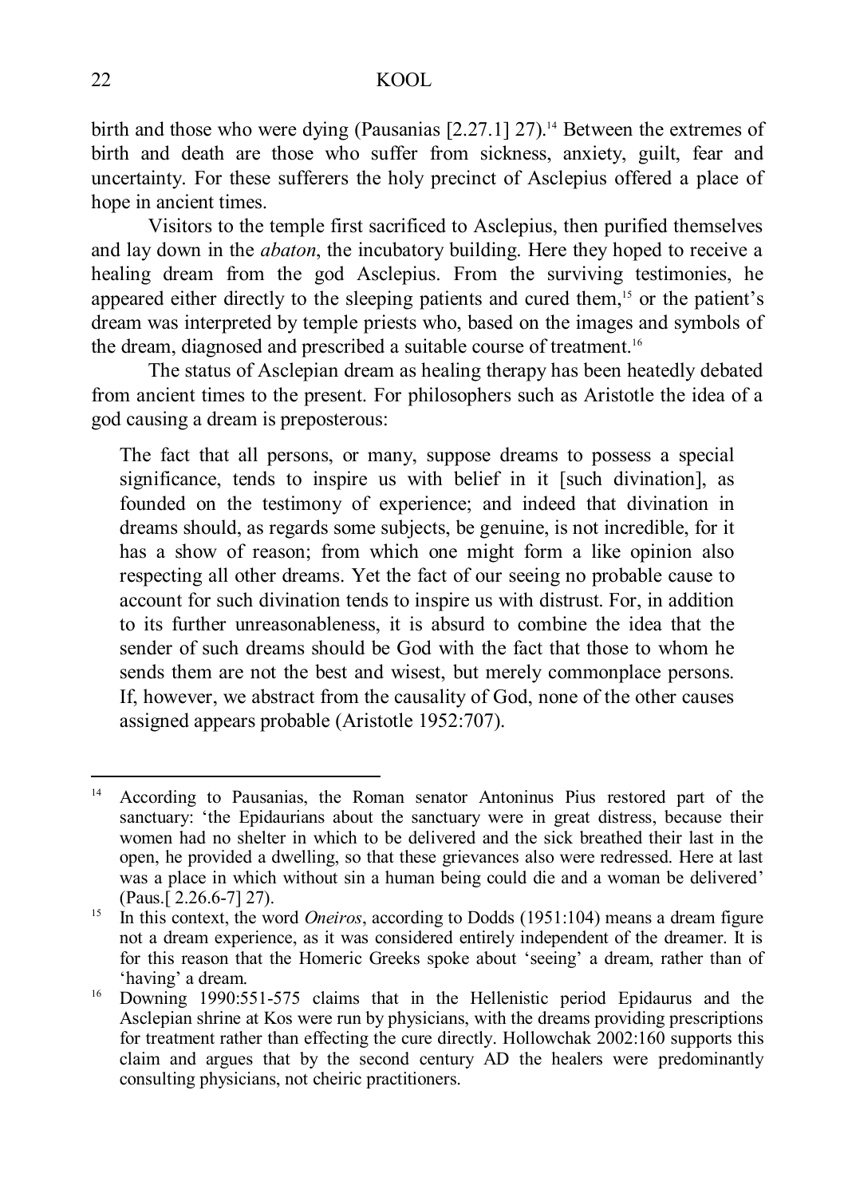birth and those who were dying (Pausanias [2.27.1] 27).[14] Between the extremes of birth and death are those who suffer from sickness, anxiety, guilt, fear and uncertainty. For these sufferers the holy precinct of Asclepius offered a place of hope in ancient times.

Visitors to the temple first sacrificed to Asclepius, then purified themselves and lay down in the *abaton*, the incubatory building. Here they hoped to receive a healing dream from the god Asclepius. From the surviving testimonies, he appeared either directly to the sleeping patients and cured them,[15] or the patient's dream was interpreted by temple priests who, based on the images and symbols of the dream, diagnosed and prescribed a suitable course of treatment.[16]

The status of Asclepian dream as healing therapy has been heatedly debated from ancient times to the present. For philosophers such as Aristotle the idea of a god causing a dream is preposterous:

> The fact that all persons, or many, suppose dreams to possess a special significance, tends to inspire us with belief in it [such divination], as founded on the testimony of experience; and indeed that divination in dreams should, as regards some subjects, be genuine, is not incredible, for it has a show of reason; from which one might form a like opinion also respecting all other dreams. Yet the fact of our seeing no probable cause to account for such divination tends to inspire us with distrust. For, in addition to its further unreasonableness, it is absurd to combine the idea that the sender of such dreams should be God with the fact that those to whom he sends them are not the best and wisest, but merely commonplace persons. If, however, we abstract from the causality of God, none of the other causes assigned appears probable (Aristotle 1952:707).

---

[14] According to Pausanias, the Roman senator Antoninus Pius restored part of the sanctuary: 'the Epidaurians about the sanctuary were in great distress, because their women had no shelter in which to be delivered and the sick breathed their last in the open, he provided a dwelling, so that these grievances also were redressed. Here at last was a place in which without sin a human being could die and a woman be delivered' (Paus.[ 2.26.6-7] 27).

[15] In this context, the word *Oneiros*, according to Dodds (1951:104) means a dream figure not a dream experience, as it was considered entirely independent of the dreamer. It is for this reason that the Homeric Greeks spoke about 'seeing' a dream, rather than of 'having' a dream.

[16] Downing 1990:551-575 claims that in the Hellenistic period Epidaurus and the Asclepian shrine at Kos were run by physicians, with the dreams providing prescriptions for treatment rather than effecting the cure directly. Hollowchak 2002:160 supports this claim and argues that by the second century AD the healers were predominantly consulting physicians, not cheiric practitioners.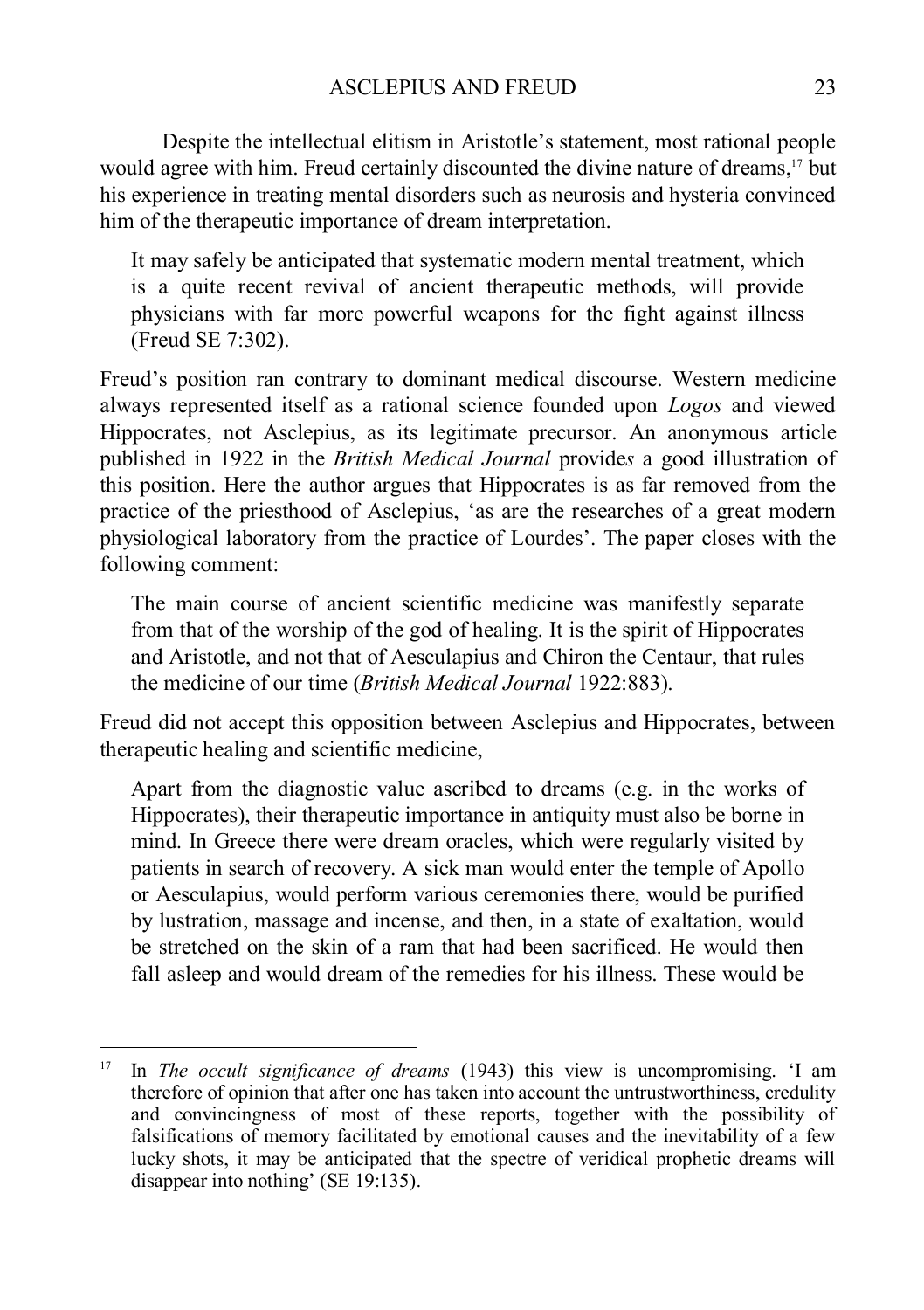Despite the intellectual elitism in Aristotle's statement, most rational people would agree with him. Freud certainly discounted the divine nature of dreams,[17] but his experience in treating mental disorders such as neurosis and hysteria convinced him of the therapeutic importance of dream interpretation.

> It may safely be anticipated that systematic modern mental treatment, which is a quite recent revival of ancient therapeutic methods, will provide physicians with far more powerful weapons for the fight against illness (Freud SE 7:302).

Freud's position ran contrary to dominant medical discourse. Western medicine always represented itself as a rational science founded upon *Logos* and viewed Hippocrates, not Asclepius, as its legitimate precursor. An anonymous article published in 1922 in the *British Medical Journal* provide*s* a good illustration of this position. Here the author argues that Hippocrates is as far removed from the practice of the priesthood of Asclepius, 'as are the researches of a great modern physiological laboratory from the practice of Lourdes'. The paper closes with the following comment:

> The main course of ancient scientific medicine was manifestly separate from that of the worship of the god of healing. It is the spirit of Hippocrates and Aristotle, and not that of Aesculapius and Chiron the Centaur, that rules the medicine of our time (*British Medical Journal* 1922:883).

Freud did not accept this opposition between Asclepius and Hippocrates, between therapeutic healing and scientific medicine,

> Apart from the diagnostic value ascribed to dreams (e.g. in the works of Hippocrates), their therapeutic importance in antiquity must also be borne in mind. In Greece there were dream oracles, which were regularly visited by patients in search of recovery. A sick man would enter the temple of Apollo or Aesculapius, would perform various ceremonies there, would be purified by lustration, massage and incense, and then, in a state of exaltation, would be stretched on the skin of a ram that had been sacrificed. He would then fall asleep and would dream of the remedies for his illness. These would be

---

[17] In *The occult significance of dreams* (1943) this view is uncompromising. 'I am therefore of opinion that after one has taken into account the untrustworthiness, credulity and convincingness of most of these reports, together with the possibility of falsifications of memory facilitated by emotional causes and the inevitability of a few lucky shots, it may be anticipated that the spectre of veridical prophetic dreams will disappear into nothing' (SE 19:135).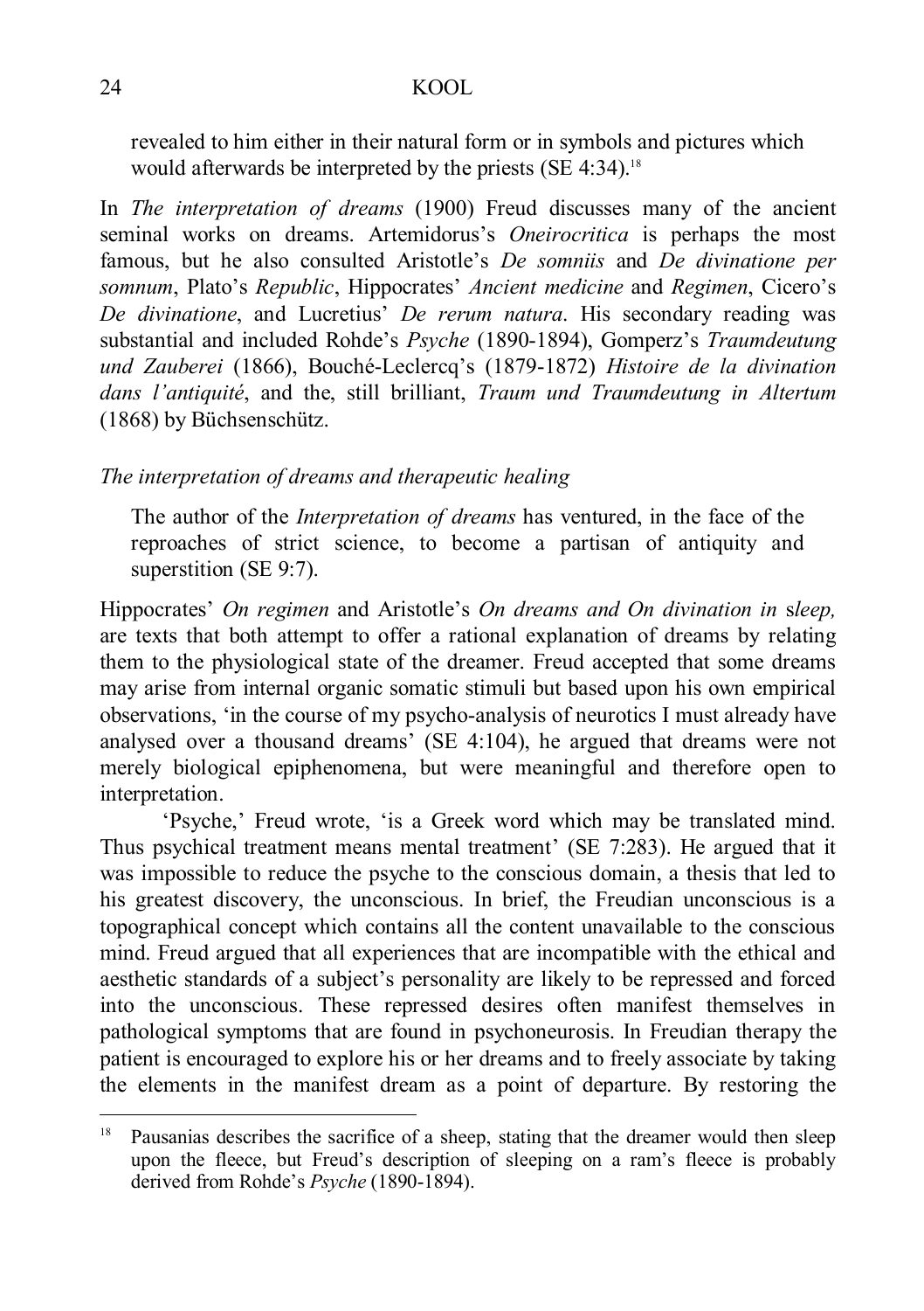revealed to him either in their natural form or in symbols and pictures which would afterwards be interpreted by the priests (SE 4:34).[18]

In *The interpretation of dreams* (1900) Freud discusses many of the ancient seminal works on dreams. Artemidorus's *Oneirocritica* is perhaps the most famous, but he also consulted Aristotle's *De somniis* and *De divinatione per somnum*, Plato's *Republic*, Hippocrates' *Ancient medicine* and *Regimen*, Cicero's *De divinatione*, and Lucretius' *De rerum natura*. His secondary reading was substantial and included Rohde's *Psyche* (1890-1894), Gomperz's *Traumdeutung und Zauberei* (1866), Bouché-Leclercq's (1879-1872) *Histoire de la divination dans l'antiquité*, and the, still brilliant, *Traum und Traumdeutung in Altertum* (1868) by Büchsenschütz.

### *The interpretation of dreams and therapeutic healing*

> The author of the *Interpretation of dreams* has ventured, in the face of the reproaches of strict science, to become a partisan of antiquity and superstition (SE 9:7).

Hippocrates' *On regimen* and Aristotle's *On dreams and On divination in sleep,* are texts that both attempt to offer a rational explanation of dreams by relating them to the physiological state of the dreamer. Freud accepted that some dreams may arise from internal organic somatic stimuli but based upon his own empirical observations, 'in the course of my psycho-analysis of neurotics I must already have analysed over a thousand dreams' (SE 4:104), he argued that dreams were not merely biological epiphenomena, but were meaningful and therefore open to interpretation.

'Psyche,' Freud wrote, 'is a Greek word which may be translated mind. Thus psychical treatment means mental treatment' (SE 7:283). He argued that it was impossible to reduce the psyche to the conscious domain, a thesis that led to his greatest discovery, the unconscious. In brief, the Freudian unconscious is a topographical concept which contains all the content unavailable to the conscious mind. Freud argued that all experiences that are incompatible with the ethical and aesthetic standards of a subject's personality are likely to be repressed and forced into the unconscious. These repressed desires often manifest themselves in pathological symptoms that are found in psychoneurosis. In Freudian therapy the patient is encouraged to explore his or her dreams and to freely associate by taking the elements in the manifest dream as a point of departure. By restoring the

---

[18] Pausanias describes the sacrifice of a sheep, stating that the dreamer would then sleep upon the fleece, but Freud's description of sleeping on a ram's fleece is probably derived from Rohde's *Psyche* (1890-1894).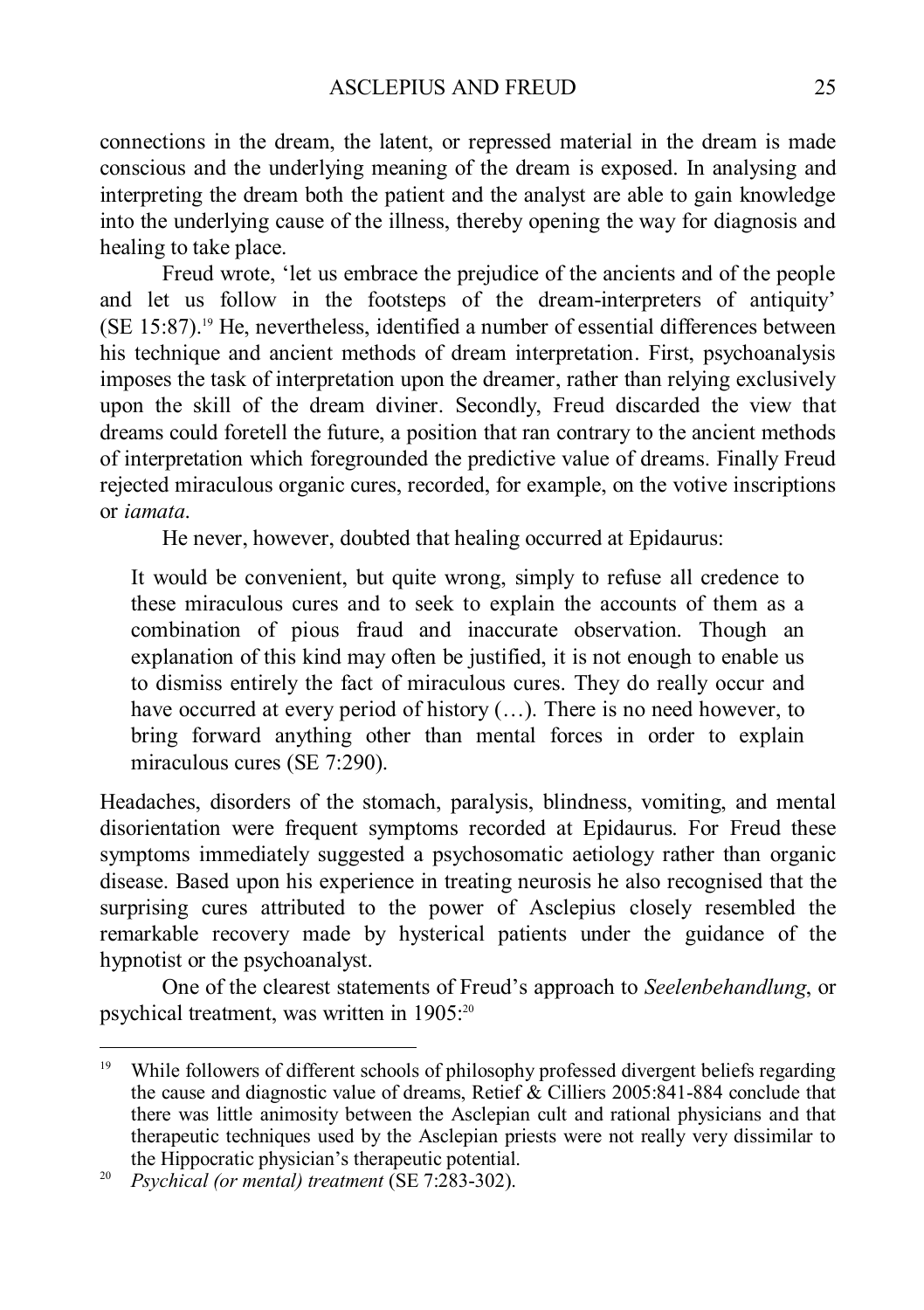connections in the dream, the latent, or repressed material in the dream is made conscious and the underlying meaning of the dream is exposed. In analysing and interpreting the dream both the patient and the analyst are able to gain knowledge into the underlying cause of the illness, thereby opening the way for diagnosis and healing to take place.

Freud wrote, 'let us embrace the prejudice of the ancients and of the people and let us follow in the footsteps of the dream-interpreters of antiquity' (SE 15:87).[19] He, nevertheless, identified a number of essential differences between his technique and ancient methods of dream interpretation. First, psychoanalysis imposes the task of interpretation upon the dreamer, rather than relying exclusively upon the skill of the dream diviner. Secondly, Freud discarded the view that dreams could foretell the future, a position that ran contrary to the ancient methods of interpretation which foregrounded the predictive value of dreams. Finally Freud rejected miraculous organic cures, recorded, for example, on the votive inscriptions or *iamata*.

He never, however, doubted that healing occurred at Epidaurus:

> It would be convenient, but quite wrong, simply to refuse all credence to these miraculous cures and to seek to explain the accounts of them as a combination of pious fraud and inaccurate observation. Though an explanation of this kind may often be justified, it is not enough to enable us to dismiss entirely the fact of miraculous cures. They do really occur and have occurred at every period of history (…). There is no need however, to bring forward anything other than mental forces in order to explain miraculous cures (SE 7:290).

Headaches, disorders of the stomach, paralysis, blindness, vomiting, and mental disorientation were frequent symptoms recorded at Epidaurus. For Freud these symptoms immediately suggested a psychosomatic aetiology rather than organic disease. Based upon his experience in treating neurosis he also recognised that the surprising cures attributed to the power of Asclepius closely resembled the remarkable recovery made by hysterical patients under the guidance of the hypnotist or the psychoanalyst.

One of the clearest statements of Freud's approach to *Seelenbehandlung*, or psychical treatment, was written in 1905:[20]

---

[19] While followers of different schools of philosophy professed divergent beliefs regarding the cause and diagnostic value of dreams, Retief & Cilliers 2005:841-884 conclude that there was little animosity between the Asclepian cult and rational physicians and that therapeutic techniques used by the Asclepian priests were not really very dissimilar to the Hippocratic physician's therapeutic potential.

[20] *Psychical (or mental) treatment* (SE 7:283-302).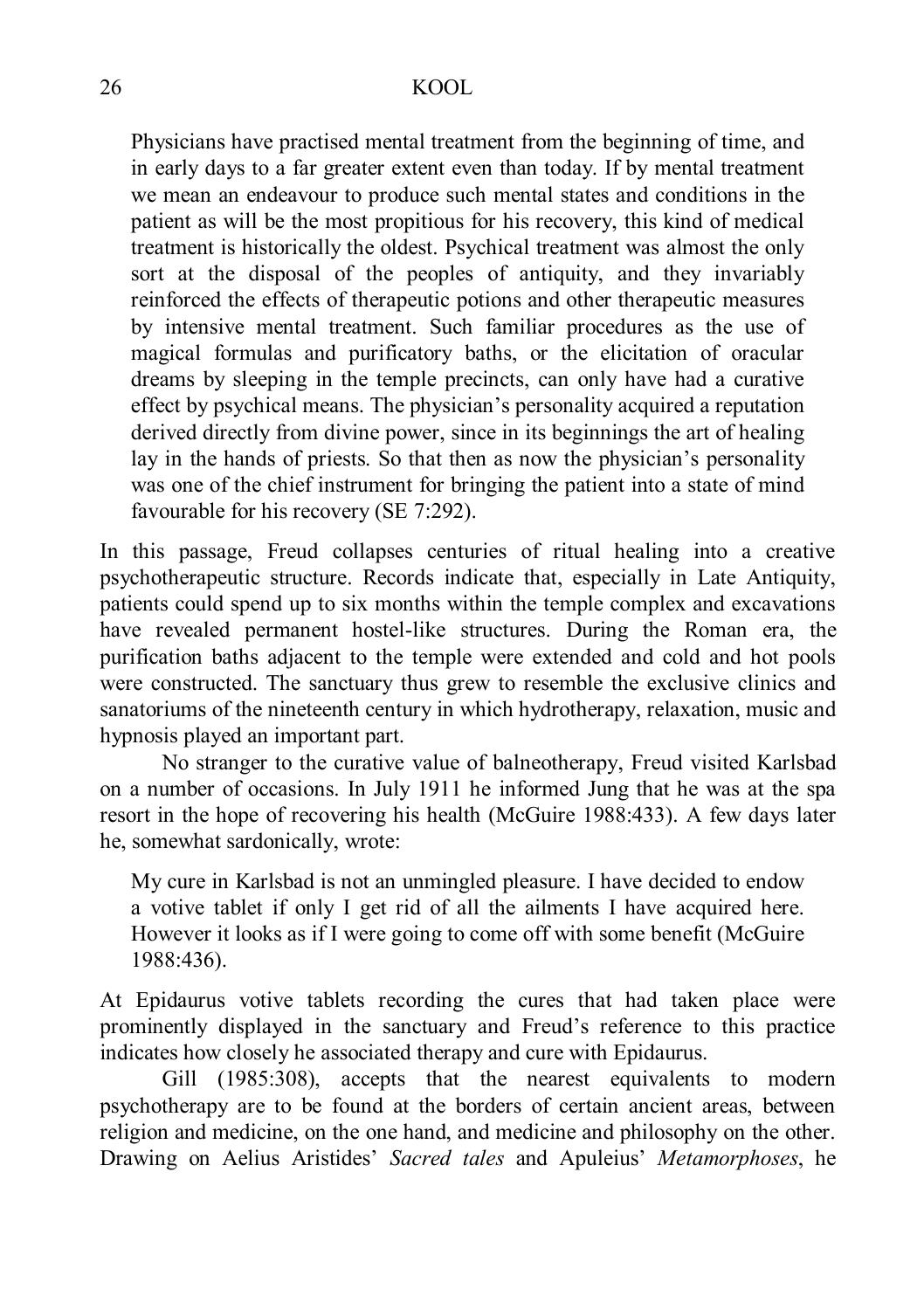> Physicians have practised mental treatment from the beginning of time, and in early days to a far greater extent even than today. If by mental treatment we mean an endeavour to produce such mental states and conditions in the patient as will be the most propitious for his recovery, this kind of medical treatment is historically the oldest. Psychical treatment was almost the only sort at the disposal of the peoples of antiquity, and they invariably reinforced the effects of therapeutic potions and other therapeutic measures by intensive mental treatment. Such familiar procedures as the use of magical formulas and purificatory baths, or the elicitation of oracular dreams by sleeping in the temple precincts, can only have had a curative effect by psychical means. The physician's personality acquired a reputation derived directly from divine power, since in its beginnings the art of healing lay in the hands of priests. So that then as now the physician's personality was one of the chief instrument for bringing the patient into a state of mind favourable for his recovery (SE 7:292).

In this passage, Freud collapses centuries of ritual healing into a creative psychotherapeutic structure. Records indicate that, especially in Late Antiquity, patients could spend up to six months within the temple complex and excavations have revealed permanent hostel-like structures. During the Roman era, the purification baths adjacent to the temple were extended and cold and hot pools were constructed. The sanctuary thus grew to resemble the exclusive clinics and sanatoriums of the nineteenth century in which hydrotherapy, relaxation, music and hypnosis played an important part.

No stranger to the curative value of balneotherapy, Freud visited Karlsbad on a number of occasions. In July 1911 he informed Jung that he was at the spa resort in the hope of recovering his health (McGuire 1988:433). A few days later he, somewhat sardonically, wrote:

> My cure in Karlsbad is not an unmingled pleasure. I have decided to endow a votive tablet if only I get rid of all the ailments I have acquired here. However it looks as if I were going to come off with some benefit (McGuire 1988:436).

At Epidaurus votive tablets recording the cures that had taken place were prominently displayed in the sanctuary and Freud's reference to this practice indicates how closely he associated therapy and cure with Epidaurus.

Gill (1985:308), accepts that the nearest equivalents to modern psychotherapy are to be found at the borders of certain ancient areas, between religion and medicine, on the one hand, and medicine and philosophy on the other. Drawing on Aelius Aristides' *Sacred tales* and Apuleius' *Metamorphoses*, he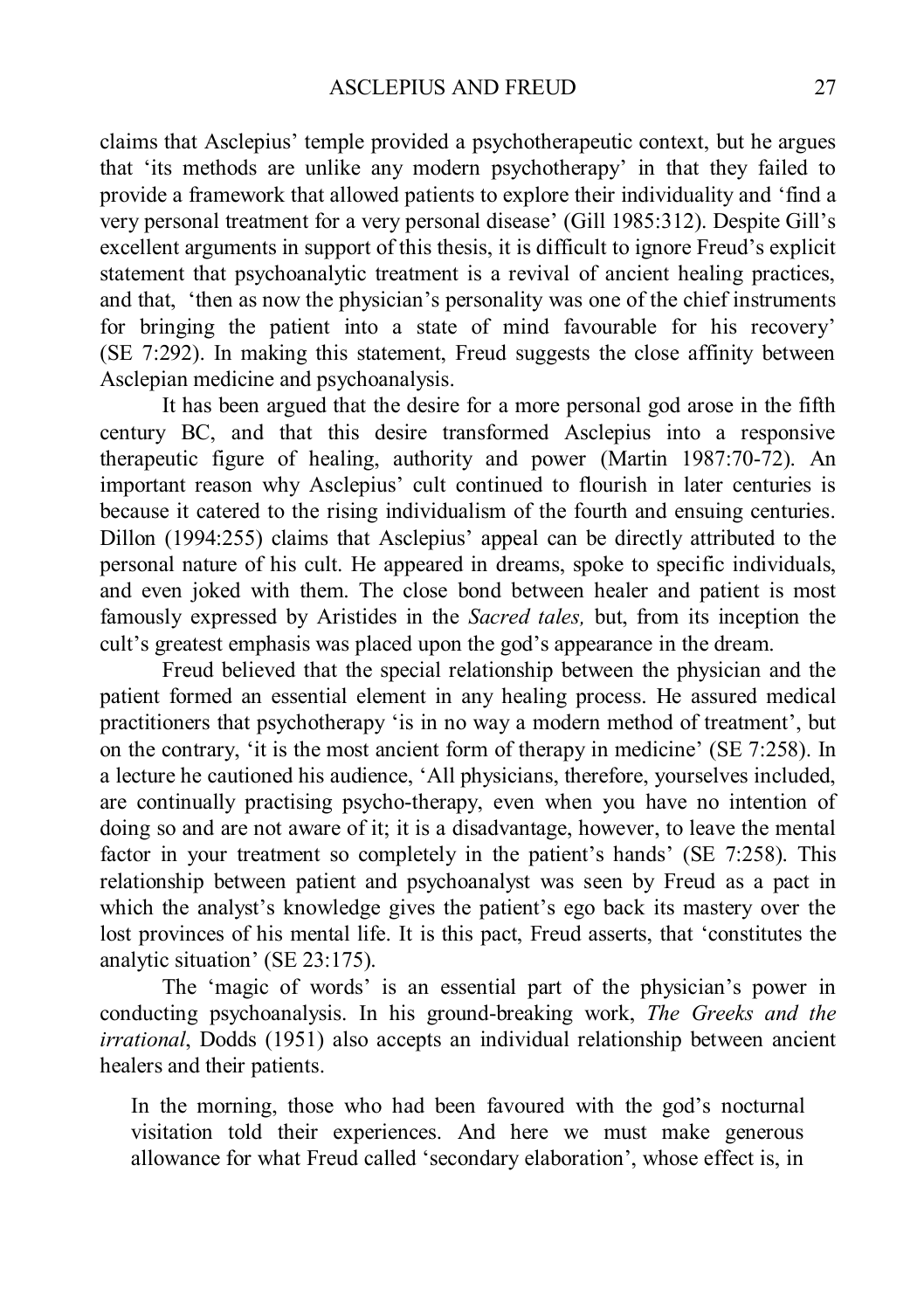claims that Asclepius' temple provided a psychotherapeutic context, but he argues that 'its methods are unlike any modern psychotherapy' in that they failed to provide a framework that allowed patients to explore their individuality and 'find a very personal treatment for a very personal disease' (Gill 1985:312). Despite Gill's excellent arguments in support of this thesis, it is difficult to ignore Freud's explicit statement that psychoanalytic treatment is a revival of ancient healing practices, and that, 'then as now the physician's personality was one of the chief instruments for bringing the patient into a state of mind favourable for his recovery' (SE 7:292). In making this statement, Freud suggests the close affinity between Asclepian medicine and psychoanalysis.

It has been argued that the desire for a more personal god arose in the fifth century BC, and that this desire transformed Asclepius into a responsive therapeutic figure of healing, authority and power (Martin 1987:70-72). An important reason why Asclepius' cult continued to flourish in later centuries is because it catered to the rising individualism of the fourth and ensuing centuries. Dillon (1994:255) claims that Asclepius' appeal can be directly attributed to the personal nature of his cult. He appeared in dreams, spoke to specific individuals, and even joked with them. The close bond between healer and patient is most famously expressed by Aristides in the *Sacred tales,* but, from its inception the cult's greatest emphasis was placed upon the god's appearance in the dream.

Freud believed that the special relationship between the physician and the patient formed an essential element in any healing process. He assured medical practitioners that psychotherapy 'is in no way a modern method of treatment', but on the contrary, 'it is the most ancient form of therapy in medicine' (SE 7:258). In a lecture he cautioned his audience, 'All physicians, therefore, yourselves included, are continually practising psycho-therapy, even when you have no intention of doing so and are not aware of it; it is a disadvantage, however, to leave the mental factor in your treatment so completely in the patient's hands' (SE 7:258). This relationship between patient and psychoanalyst was seen by Freud as a pact in which the analyst's knowledge gives the patient's ego back its mastery over the lost provinces of his mental life. It is this pact, Freud asserts, that 'constitutes the analytic situation' (SE 23:175).

The 'magic of words' is an essential part of the physician's power in conducting psychoanalysis. In his ground-breaking work, *The Greeks and the irrational*, Dodds (1951) also accepts an individual relationship between ancient healers and their patients.

> In the morning, those who had been favoured with the god's nocturnal visitation told their experiences. And here we must make generous allowance for what Freud called 'secondary elaboration', whose effect is, in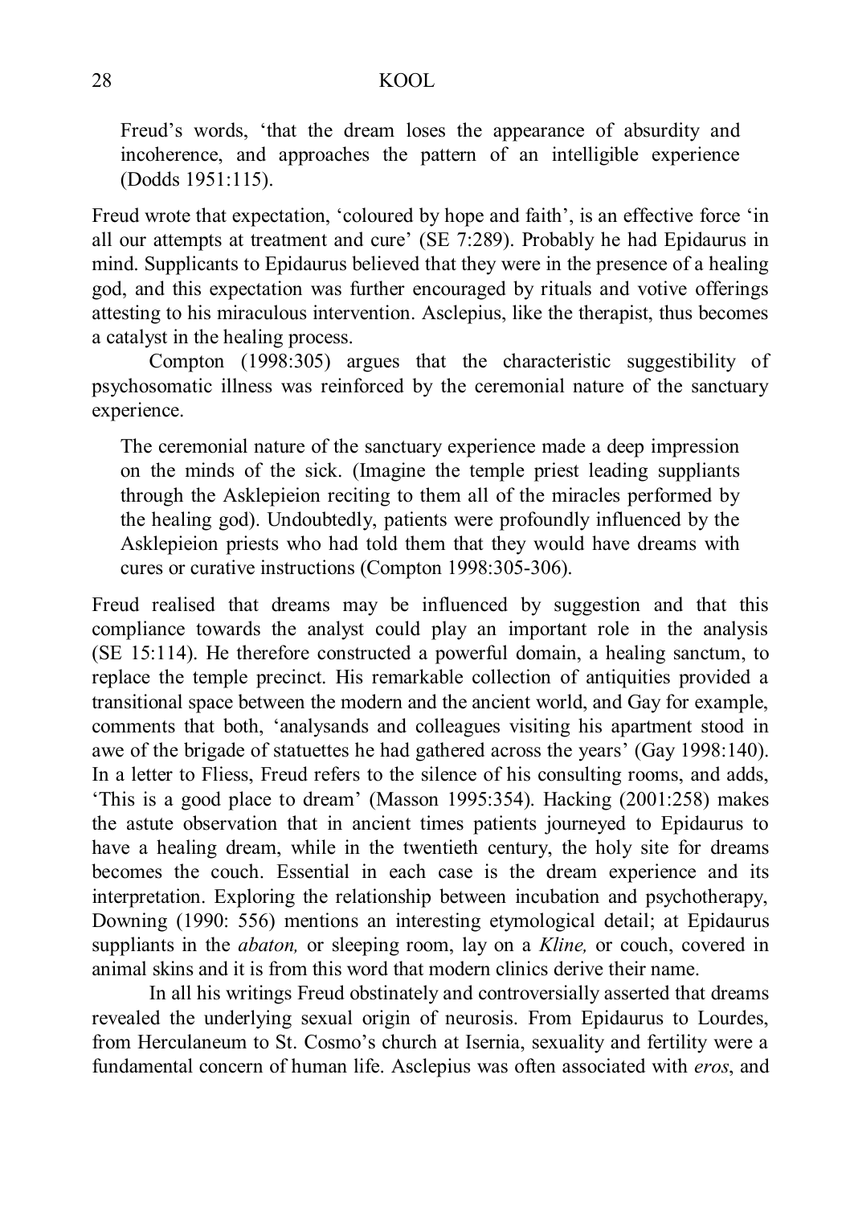> Freud's words, 'that the dream loses the appearance of absurdity and incoherence, and approaches the pattern of an intelligible experience (Dodds 1951:115).

Freud wrote that expectation, 'coloured by hope and faith', is an effective force 'in all our attempts at treatment and cure' (SE 7:289). Probably he had Epidaurus in mind. Supplicants to Epidaurus believed that they were in the presence of a healing god, and this expectation was further encouraged by rituals and votive offerings attesting to his miraculous intervention. Asclepius, like the therapist, thus becomes a catalyst in the healing process.

Compton (1998:305) argues that the characteristic suggestibility of psychosomatic illness was reinforced by the ceremonial nature of the sanctuary experience.

> The ceremonial nature of the sanctuary experience made a deep impression on the minds of the sick. (Imagine the temple priest leading suppliants through the Asklepieion reciting to them all of the miracles performed by the healing god). Undoubtedly, patients were profoundly influenced by the Asklepieion priests who had told them that they would have dreams with cures or curative instructions (Compton 1998:305-306).

Freud realised that dreams may be influenced by suggestion and that this compliance towards the analyst could play an important role in the analysis (SE 15:114). He therefore constructed a powerful domain, a healing sanctum, to replace the temple precinct. His remarkable collection of antiquities provided a transitional space between the modern and the ancient world, and Gay for example, comments that both, 'analysands and colleagues visiting his apartment stood in awe of the brigade of statuettes he had gathered across the years' (Gay 1998:140). In a letter to Fliess, Freud refers to the silence of his consulting rooms, and adds, 'This is a good place to dream' (Masson 1995:354). Hacking (2001:258) makes the astute observation that in ancient times patients journeyed to Epidaurus to have a healing dream, while in the twentieth century, the holy site for dreams becomes the couch. Essential in each case is the dream experience and its interpretation. Exploring the relationship between incubation and psychotherapy, Downing (1990: 556) mentions an interesting etymological detail; at Epidaurus suppliants in the *abaton,* or sleeping room, lay on a *Kline,* or couch, covered in animal skins and it is from this word that modern clinics derive their name.

In all his writings Freud obstinately and controversially asserted that dreams revealed the underlying sexual origin of neurosis. From Epidaurus to Lourdes, from Herculaneum to St. Cosmo's church at Isernia, sexuality and fertility were a fundamental concern of human life. Asclepius was often associated with *eros*, and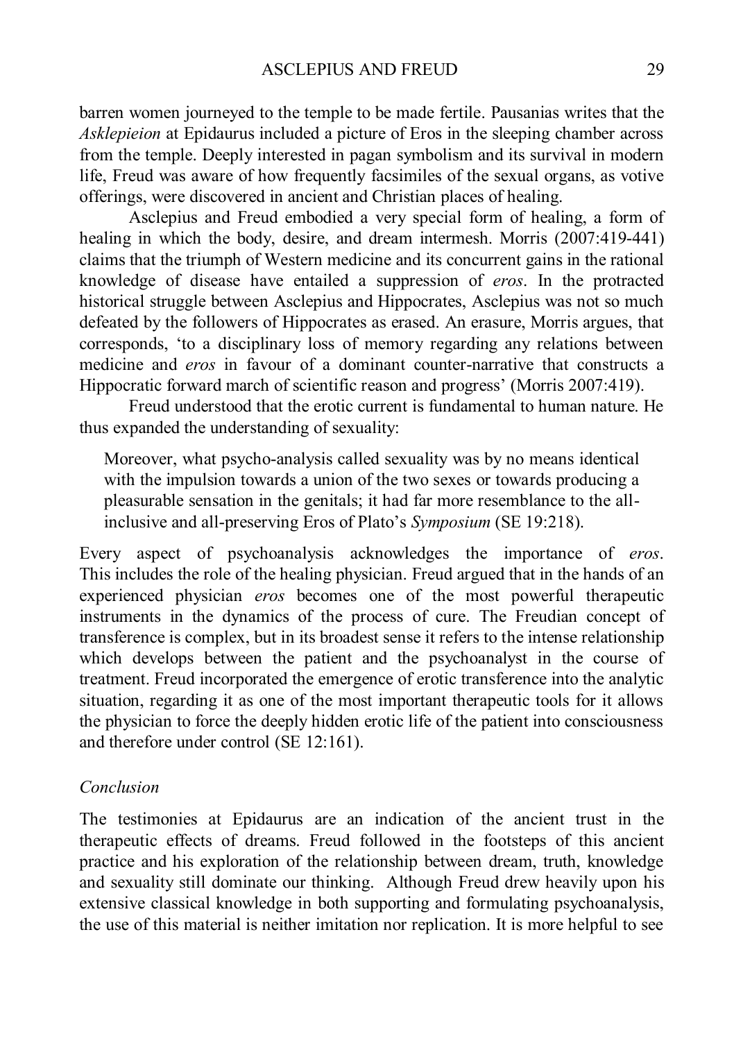barren women journeyed to the temple to be made fertile. Pausanias writes that the *Asklepieion* at Epidaurus included a picture of Eros in the sleeping chamber across from the temple. Deeply interested in pagan symbolism and its survival in modern life, Freud was aware of how frequently facsimiles of the sexual organs, as votive offerings, were discovered in ancient and Christian places of healing.

Asclepius and Freud embodied a very special form of healing, a form of healing in which the body, desire, and dream intermesh. Morris (2007:419-441) claims that the triumph of Western medicine and its concurrent gains in the rational knowledge of disease have entailed a suppression of *eros*. In the protracted historical struggle between Asclepius and Hippocrates, Asclepius was not so much defeated by the followers of Hippocrates as erased. An erasure, Morris argues, that corresponds, 'to a disciplinary loss of memory regarding any relations between medicine and *eros* in favour of a dominant counter-narrative that constructs a Hippocratic forward march of scientific reason and progress' (Morris 2007:419).

Freud understood that the erotic current is fundamental to human nature. He thus expanded the understanding of sexuality:

> Moreover, what psycho-analysis called sexuality was by no means identical with the impulsion towards a union of the two sexes or towards producing a pleasurable sensation in the genitals; it had far more resemblance to the all-inclusive and all-preserving Eros of Plato's *Symposium* (SE 19:218).

Every aspect of psychoanalysis acknowledges the importance of *eros*. This includes the role of the healing physician. Freud argued that in the hands of an experienced physician *eros* becomes one of the most powerful therapeutic instruments in the dynamics of the process of cure. The Freudian concept of transference is complex, but in its broadest sense it refers to the intense relationship which develops between the patient and the psychoanalyst in the course of treatment. Freud incorporated the emergence of erotic transference into the analytic situation, regarding it as one of the most important therapeutic tools for it allows the physician to force the deeply hidden erotic life of the patient into consciousness and therefore under control (SE 12:161).

## *Conclusion*

The testimonies at Epidaurus are an indication of the ancient trust in the therapeutic effects of dreams. Freud followed in the footsteps of this ancient practice and his exploration of the relationship between dream, truth, knowledge and sexuality still dominate our thinking. Although Freud drew heavily upon his extensive classical knowledge in both supporting and formulating psychoanalysis, the use of this material is neither imitation nor replication. It is more helpful to see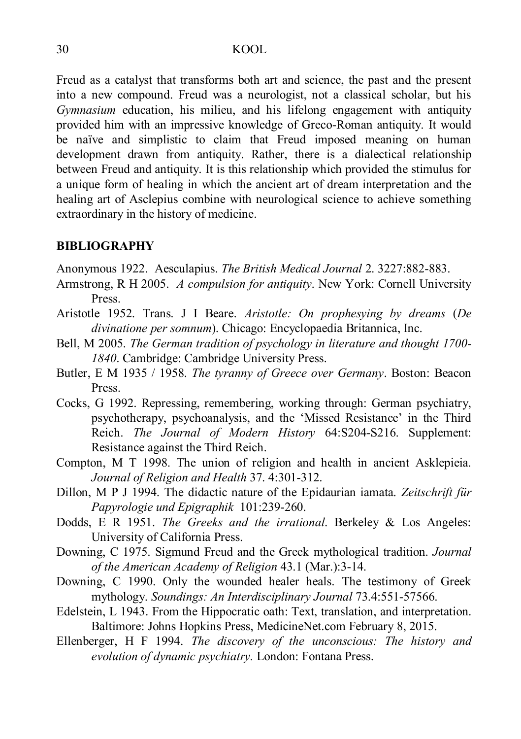Freud as a catalyst that transforms both art and science, the past and the present into a new compound. Freud was a neurologist, not a classical scholar, but his *Gymnasium* education, his milieu, and his lifelong engagement with antiquity provided him with an impressive knowledge of Greco-Roman antiquity. It would be naïve and simplistic to claim that Freud imposed meaning on human development drawn from antiquity. Rather, there is a dialectical relationship between Freud and antiquity. It is this relationship which provided the stimulus for a unique form of healing in which the ancient art of dream interpretation and the healing art of Asclepius combine with neurological science to achieve something extraordinary in the history of medicine.

## BIBLIOGRAPHY

Anonymous 1922. Aesculapius. *The British Medical Journal* 2. 3227:882-883.

Armstrong, R H 2005. *A compulsion for antiquity*. New York: Cornell University Press.

Aristotle 1952. Trans. J I Beare. *Aristotle: On prophesying by dreams* (*De divinatione per somnum*). Chicago: Encyclopaedia Britannica, Inc.

Bell, M 2005. *The German tradition of psychology in literature and thought 1700-1840*. Cambridge: Cambridge University Press.

Butler, E M 1935 / 1958. *The tyranny of Greece over Germany*. Boston: Beacon Press.

Cocks, G 1992. Repressing, remembering, working through: German psychiatry, psychotherapy, psychoanalysis, and the 'Missed Resistance' in the Third Reich. *The Journal of Modern History* 64:S204-S216. Supplement: Resistance against the Third Reich.

Compton, M T 1998. The union of religion and health in ancient Asklepieia. *Journal of Religion and Health* 37. 4:301-312.

Dillon, M P J 1994. The didactic nature of the Epidaurian iamata. *Zeitschrift für Papyrologie und Epigraphik* 101:239-260.

Dodds, E R 1951. *The Greeks and the irrational*. Berkeley & Los Angeles: University of California Press.

Downing, C 1975. Sigmund Freud and the Greek mythological tradition. *Journal of the American Academy of Religion* 43.1 (Mar.):3-14.

Downing, C 1990. Only the wounded healer heals. The testimony of Greek mythology. *Soundings: An Interdisciplinary Journal* 73.4:551-57566.

Edelstein, L 1943. From the Hippocratic oath: Text, translation, and interpretation. Baltimore: Johns Hopkins Press, MedicineNet.com February 8, 2015.

Ellenberger, H F 1994. *The discovery of the unconscious: The history and evolution of dynamic psychiatry.* London: Fontana Press.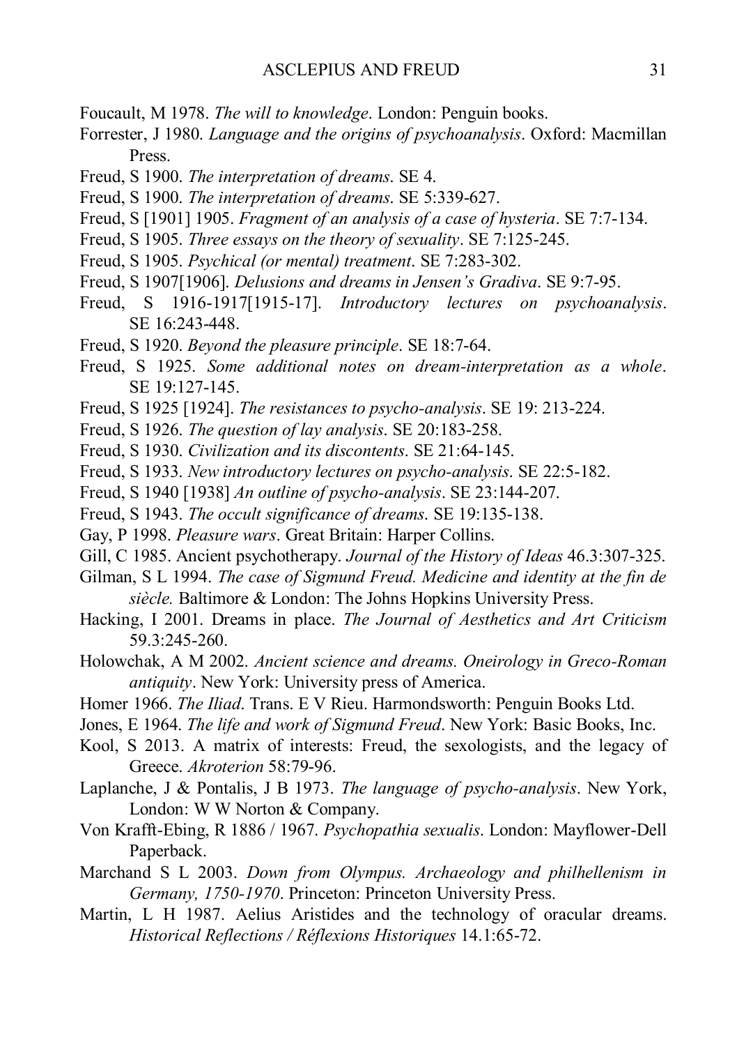Foucault, M 1978. *The will to knowledge*. London: Penguin books.

Forrester, J 1980. *Language and the origins of psychoanalysis*. Oxford: Macmillan Press.

Freud, S 1900. *The interpretation of dreams*. SE 4.

Freud, S 1900. *The interpretation of dreams*. SE 5:339-627.

Freud, S [1901] 1905. *Fragment of an analysis of a case of hysteria*. SE 7:7-134.

Freud, S 1905. *Three essays on the theory of sexuality*. SE 7:125-245.

Freud, S 1905. *Psychical (or mental) treatment*. SE 7:283-302.

Freud, S 1907[1906]. *Delusions and dreams in Jensen's Gradiva*. SE 9:7-95.

Freud, S 1916-1917[1915-17]. *Introductory lectures on psychoanalysis*. SE 16:243-448.

Freud, S 1920. *Beyond the pleasure principle*. SE 18:7-64.

Freud, S 1925. *Some additional notes on dream-interpretation as a whole*. SE 19:127-145.

Freud, S 1925 [1924]. *The resistances to psycho-analysis*. SE 19: 213-224.

Freud, S 1926. *The question of lay analysis*. SE 20:183-258.

Freud, S 1930. *Civilization and its discontents*. SE 21:64-145.

Freud, S 1933. *New introductory lectures on psycho-analysis*. SE 22:5-182.

Freud, S 1940 [1938] *An outline of psycho-analysis*. SE 23:144-207.

Freud, S 1943. *The occult significance of dreams*. SE 19:135-138.

Gay, P 1998. *Pleasure wars*. Great Britain: Harper Collins.

Gill, C 1985. Ancient psychotherapy. *Journal of the History of Ideas* 46.3:307-325.

Gilman, S L 1994. *The case of Sigmund Freud. Medicine and identity at the fin de siècle.* Baltimore & London: The Johns Hopkins University Press.

Hacking, I 2001. Dreams in place. *The Journal of Aesthetics and Art Criticism* 59.3:245-260.

Holowchak, A M 2002. *Ancient science and dreams. Oneirology in Greco-Roman antiquity*. New York: University press of America.

Homer 1966. *The Iliad*. Trans. E V Rieu. Harmondsworth: Penguin Books Ltd.

Jones, E 1964. *The life and work of Sigmund Freud*. New York: Basic Books, Inc.

Kool, S 2013. A matrix of interests: Freud, the sexologists, and the legacy of Greece. *Akroterion* 58:79-96.

Laplanche, J & Pontalis, J B 1973. *The language of psycho-analysis*. New York, London: W W Norton & Company.

Von Krafft-Ebing, R 1886 / 1967. *Psychopathia sexualis*. London: Mayflower-Dell Paperback.

Marchand S L 2003. *Down from Olympus. Archaeology and philhellenism in Germany, 1750-1970*. Princeton: Princeton University Press.

Martin, L H 1987. Aelius Aristides and the technology of oracular dreams. *Historical Reflections / Réflexions Historiques* 14.1:65-72.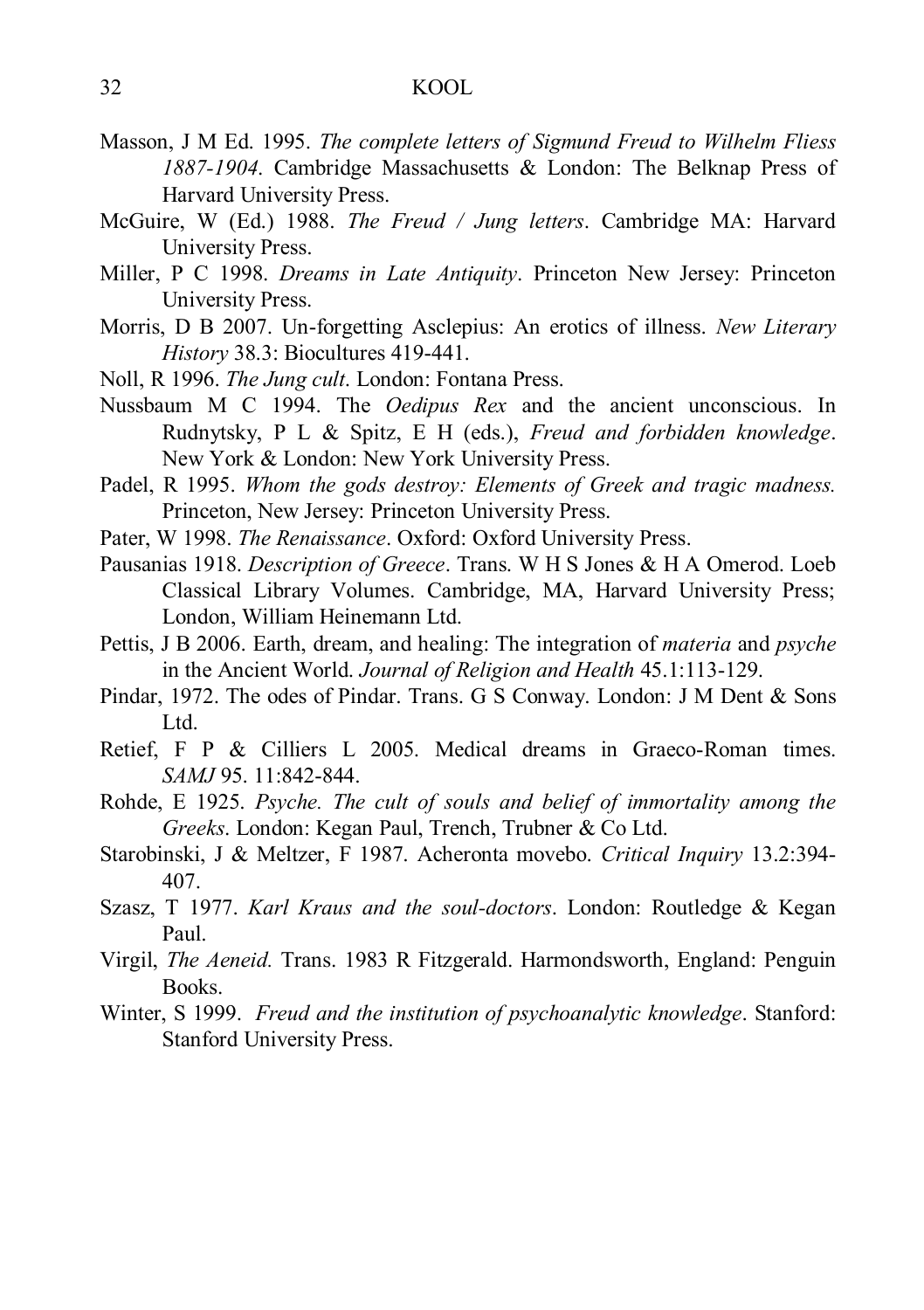Masson, J M Ed. 1995. *The complete letters of Sigmund Freud to Wilhelm Fliess 1887-1904*. Cambridge Massachusetts & London: The Belknap Press of Harvard University Press.

McGuire, W (Ed.) 1988. *The Freud / Jung letters*. Cambridge MA: Harvard University Press.

Miller, P C 1998. *Dreams in Late Antiquity*. Princeton New Jersey: Princeton University Press.

Morris, D B 2007. Un-forgetting Asclepius: An erotics of illness. *New Literary History* 38.3: Biocultures 419-441.

Noll, R 1996. *The Jung cult*. London: Fontana Press.

Nussbaum M C 1994. The *Oedipus Rex* and the ancient unconscious. In Rudnytsky, P L & Spitz, E H (eds.), *Freud and forbidden knowledge*. New York & London: New York University Press.

Padel, R 1995. *Whom the gods destroy: Elements of Greek and tragic madness.* Princeton, New Jersey: Princeton University Press.

Pater, W 1998. *The Renaissance*. Oxford: Oxford University Press.

Pausanias 1918. *Description of Greece*. Trans. W H S Jones & H A Omerod. Loeb Classical Library Volumes. Cambridge, MA, Harvard University Press; London, William Heinemann Ltd.

Pettis, J B 2006. Earth, dream, and healing: The integration of *materia* and *psyche* in the Ancient World. *Journal of Religion and Health* 45.1:113-129.

Pindar, 1972. The odes of Pindar. Trans. G S Conway. London: J M Dent & Sons Ltd.

Retief, F P & Cilliers L 2005. Medical dreams in Graeco-Roman times. *SAMJ* 95. 11:842-844.

Rohde, E 1925. *Psyche. The cult of souls and belief of immortality among the Greeks*. London: Kegan Paul, Trench, Trubner & Co Ltd.

Starobinski, J & Meltzer, F 1987. Acheronta movebo. *Critical Inquiry* 13.2:394-407.

Szasz, T 1977. *Karl Kraus and the soul-doctors*. London: Routledge & Kegan Paul.

Virgil, *The Aeneid.* Trans. 1983 R Fitzgerald. Harmondsworth, England: Penguin Books.

Winter, S 1999. *Freud and the institution of psychoanalytic knowledge*. Stanford: Stanford University Press.